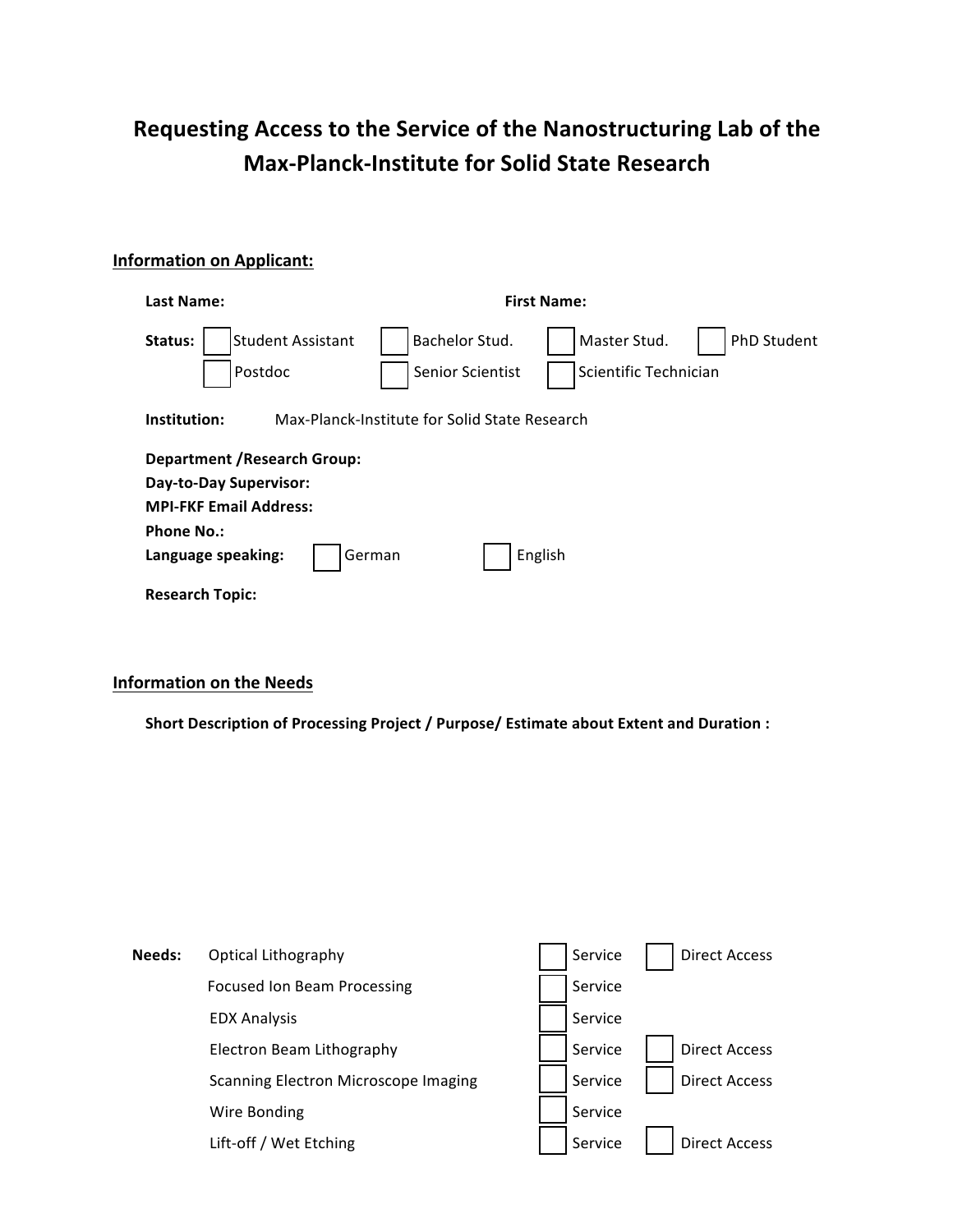# Requesting Access to the Service of the Nanostructuring Lab of the Max-Planck-Institute for Solid State Research

## Information on Applicant:

**Last Name:** **First Name:**

**Status:** ☐ Student Assistant ☐ Bachelor Stud. ☐ Master Stud. ☐ PhD Student
☐ Postdoc ☐ Senior Scientist ☐ Scientific Technician

**Institution:** Max-Planck-Institute for Solid State Research

**Department /Research Group:**
**Day-to-Day Supervisor:**
**MPI-FKF Email Address:**
**Phone No.:**
**Language speaking:** ☐ German ☐ English

**Research Topic:**

## Information on the Needs

**Short Description of Processing Project / Purpose/ Estimate about Extent and Duration :**

| **Needs:** | | | |
|---|---|---|---|
| | Optical Lithography | ☐ Service | ☐ Direct Access |
| | Focused Ion Beam Processing | ☐ Service | |
| | EDX Analysis | ☐ Service | |
| | Electron Beam Lithography | ☐ Service | ☐ Direct Access |
| | Scanning Electron Microscope Imaging | ☐ Service | ☐ Direct Access |
| | Wire Bonding | ☐ Service | |
| | Lift-off / Wet Etching | ☐ Service | ☐ Direct Access |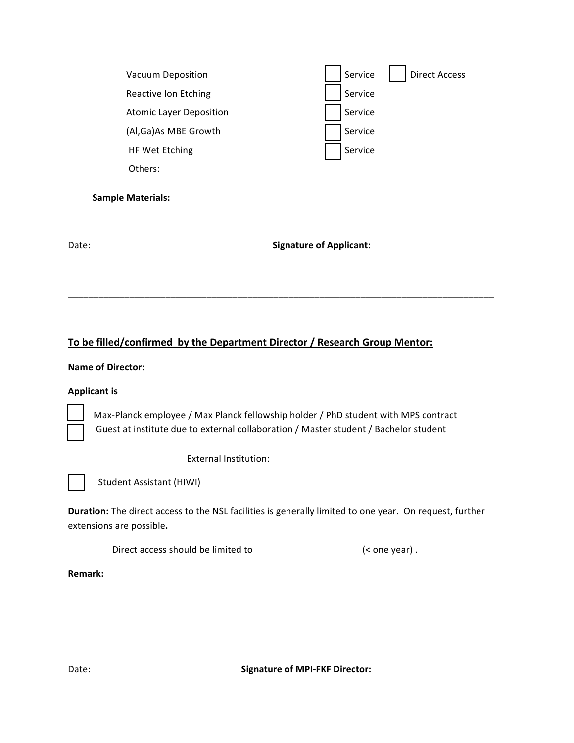| | | |
|---|---|---|
| Vacuum Deposition | ☐ Service | ☐ Direct Access |
| Reactive Ion Etching | ☐ Service | |
| Atomic Layer Deposition | ☐ Service | |
| (Al,Ga)As MBE Growth | ☐ Service | |
| HF Wet Etching | ☐ Service | |
| Others: | | |

**Sample Materials:**

Date: **Signature of Applicant:**

---

**To be filled/confirmed by the Department Director / Research Group Mentor:**

**Name of Director:**

**Applicant is**

☐ Max-Planck employee / Max Planck fellowship holder / PhD student with MPS contract

☐ Guest at institute due to external collaboration / Master student / Bachelor student

External Institution:

☐ Student Assistant (HIWI)

**Duration:** The direct access to the NSL facilities is generally limited to one year. On request, further extensions are possible.

Direct access should be limited to (< one year) .

**Remark:**

Date: **Signature of MPI-FKF Director:**